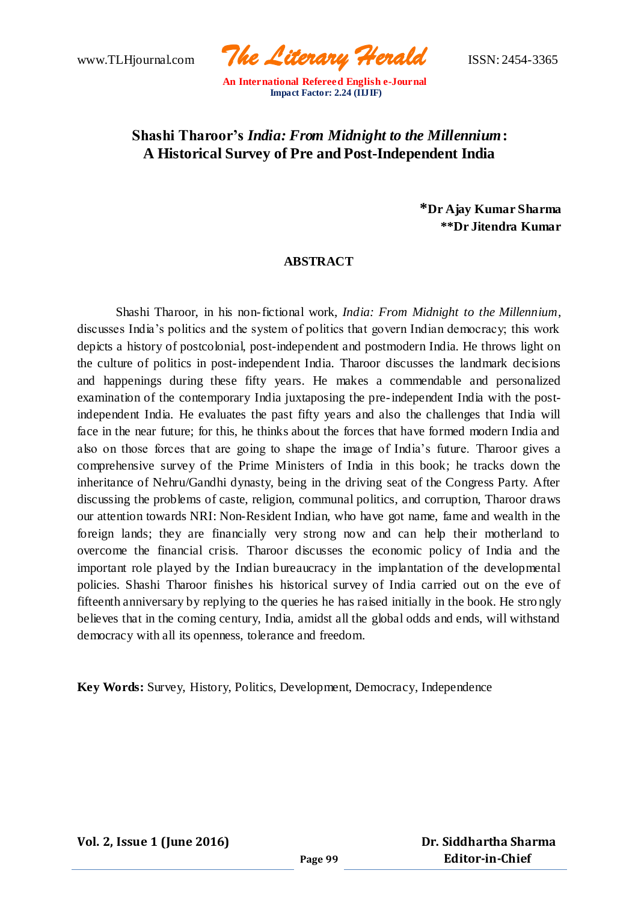# Shashi Tharoor's *India: From Midnight to the Millennium*: A Historical Survey of Pre and Post-Independent India

**\*Dr Ajay Kumar Sharma**
**\*\*Dr Jitendra Kumar**

## ABSTRACT

Shashi Tharoor, in his non-fictional work, *India: From Midnight to the Millennium*, discusses India's politics and the system of politics that govern Indian democracy; this work depicts a history of postcolonial, post-independent and postmodern India. He throws light on the culture of politics in post-independent India. Tharoor discusses the landmark decisions and happenings during these fifty years. He makes a commendable and personalized examination of the contemporary India juxtaposing the pre-independent India with the post-independent India. He evaluates the past fifty years and also the challenges that India will face in the near future; for this, he thinks about the forces that have formed modern India and also on those forces that are going to shape the image of India's future. Tharoor gives a comprehensive survey of the Prime Ministers of India in this book; he tracks down the inheritance of Nehru/Gandhi dynasty, being in the driving seat of the Congress Party. After discussing the problems of caste, religion, communal politics, and corruption, Tharoor draws our attention towards NRI: Non-Resident Indian, who have got name, fame and wealth in the foreign lands; they are financially very strong now and can help their motherland to overcome the financial crisis. Tharoor discusses the economic policy of India and the important role played by the Indian bureaucracy in the implantation of the developmental policies. Shashi Tharoor finishes his historical survey of India carried out on the eve of fifteenth anniversary by replying to the queries he has raised initially in the book. He strongly believes that in the coming century, India, amidst all the global odds and ends, will withstand democracy with all its openness, tolerance and freedom.

**Key Words:** Survey, History, Politics, Development, Democracy, Independence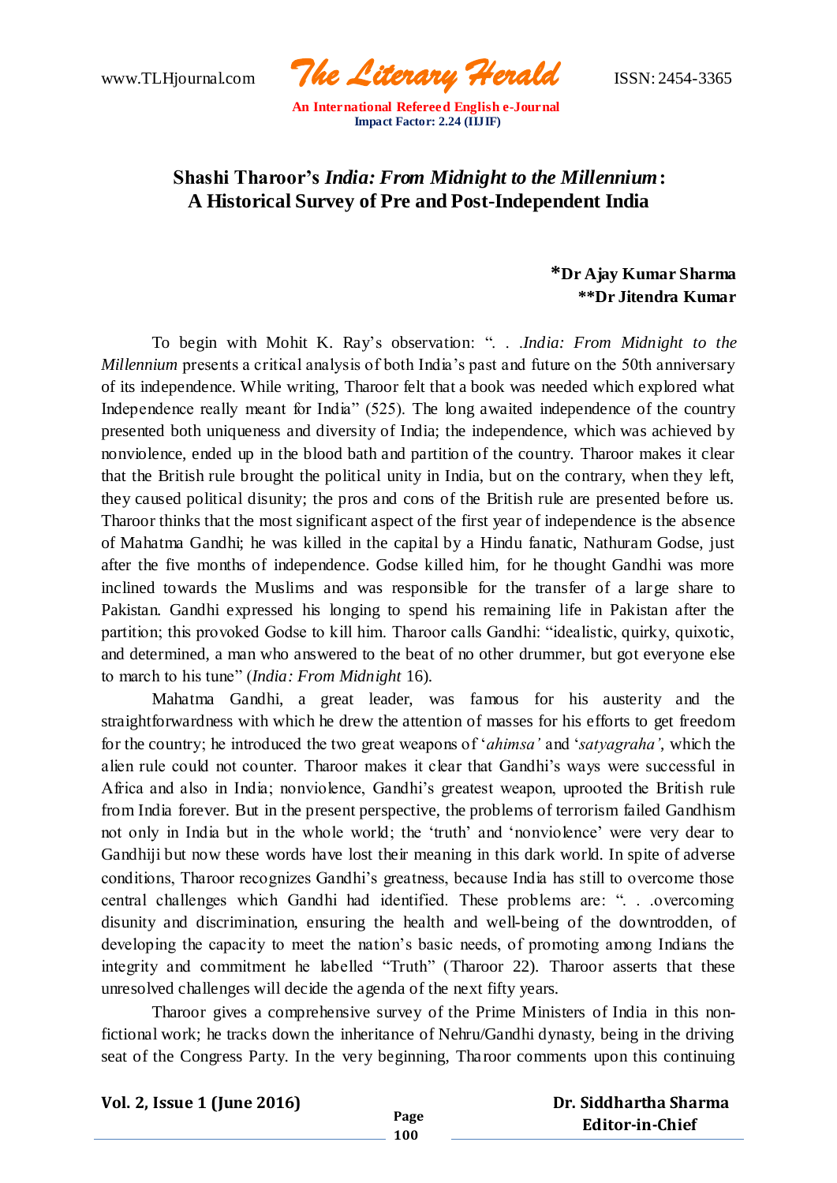# Shashi Tharoor's *India: From Midnight to the Millennium*: A Historical Survey of Pre and Post-Independent India

**\*Dr Ajay Kumar Sharma**
**\*\*Dr Jitendra Kumar**

To begin with Mohit K. Ray's observation: ". . .*India: From Midnight to the Millennium* presents a critical analysis of both India's past and future on the 50th anniversary of its independence. While writing, Tharoor felt that a book was needed which explored what Independence really meant for India" (525). The long awaited independence of the country presented both uniqueness and diversity of India; the independence, which was achieved by nonviolence, ended up in the blood bath and partition of the country. Tharoor makes it clear that the British rule brought the political unity in India, but on the contrary, when they left, they caused political disunity; the pros and cons of the British rule are presented before us. Tharoor thinks that the most significant aspect of the first year of independence is the absence of Mahatma Gandhi; he was killed in the capital by a Hindu fanatic, Nathuram Godse, just after the five months of independence. Godse killed him, for he thought Gandhi was more inclined towards the Muslims and was responsible for the transfer of a large share to Pakistan. Gandhi expressed his longing to spend his remaining life in Pakistan after the partition; this provoked Godse to kill him. Tharoor calls Gandhi: "idealistic, quirky, quixotic, and determined, a man who answered to the beat of no other drummer, but got everyone else to march to his tune" (*India: From Midnight* 16).

Mahatma Gandhi, a great leader, was famous for his austerity and the straightforwardness with which he drew the attention of masses for his efforts to get freedom for the country; he introduced the two great weapons of '*ahimsa'* and '*satyagraha'*, which the alien rule could not counter. Tharoor makes it clear that Gandhi's ways were successful in Africa and also in India; nonviolence, Gandhi's greatest weapon, uprooted the British rule from India forever. But in the present perspective, the problems of terrorism failed Gandhism not only in India but in the whole world; the 'truth' and 'nonviolence' were very dear to Gandhiji but now these words have lost their meaning in this dark world. In spite of adverse conditions, Tharoor recognizes Gandhi's greatness, because India has still to overcome those central challenges which Gandhi had identified. These problems are: ". . .overcoming disunity and discrimination, ensuring the health and well-being of the downtrodden, of developing the capacity to meet the nation's basic needs, of promoting among Indians the integrity and commitment he labelled "Truth" (Tharoor 22). Tharoor asserts that these unresolved challenges will decide the agenda of the next fifty years.

Tharoor gives a comprehensive survey of the Prime Ministers of India in this non-fictional work; he tracks down the inheritance of Nehru/Gandhi dynasty, being in the driving seat of the Congress Party. In the very beginning, Tharoor comments upon this continuing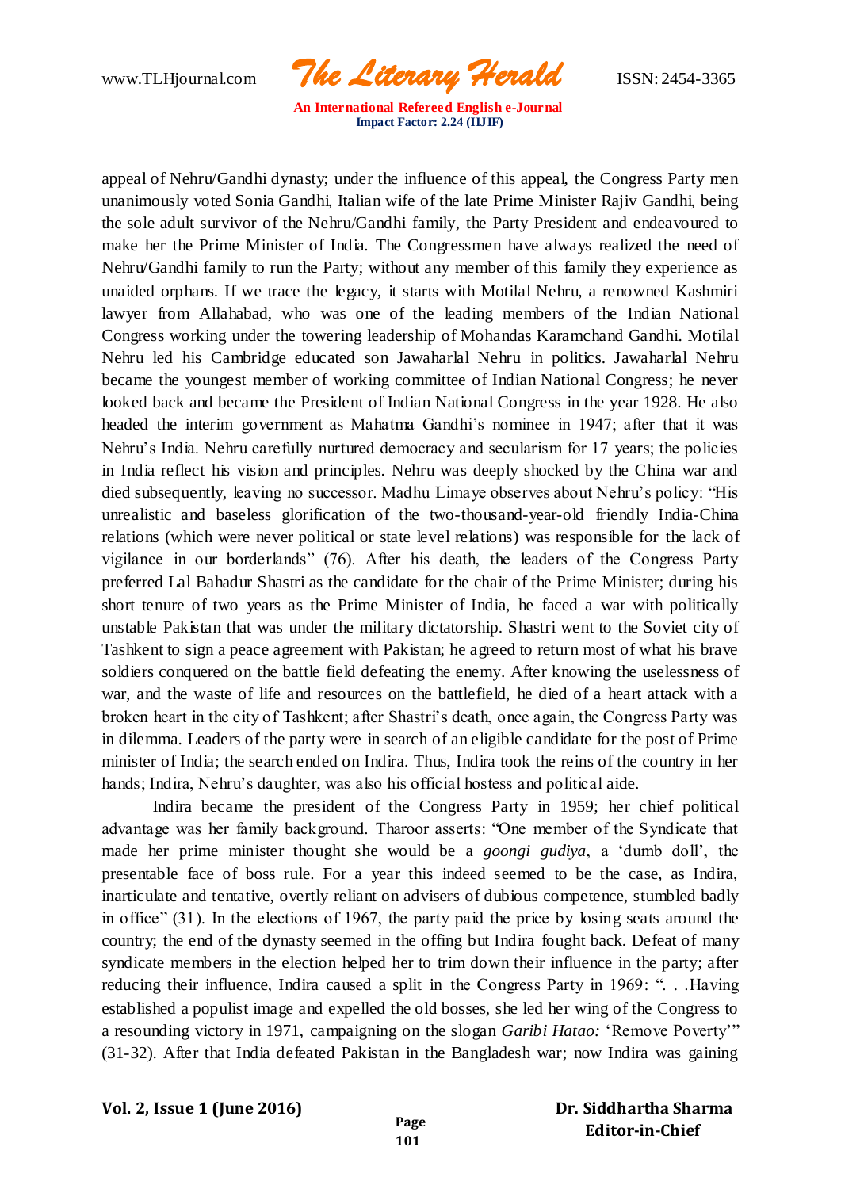appeal of Nehru/Gandhi dynasty; under the influence of this appeal, the Congress Party men unanimously voted Sonia Gandhi, Italian wife of the late Prime Minister Rajiv Gandhi, being the sole adult survivor of the Nehru/Gandhi family, the Party President and endeavoured to make her the Prime Minister of India. The Congressmen have always realized the need of Nehru/Gandhi family to run the Party; without any member of this family they experience as unaided orphans. If we trace the legacy, it starts with Motilal Nehru, a renowned Kashmiri lawyer from Allahabad, who was one of the leading members of the Indian National Congress working under the towering leadership of Mohandas Karamchand Gandhi. Motilal Nehru led his Cambridge educated son Jawaharlal Nehru in politics. Jawaharlal Nehru became the youngest member of working committee of Indian National Congress; he never looked back and became the President of Indian National Congress in the year 1928. He also headed the interim government as Mahatma Gandhi's nominee in 1947; after that it was Nehru's India. Nehru carefully nurtured democracy and secularism for 17 years; the policies in India reflect his vision and principles. Nehru was deeply shocked by the China war and died subsequently, leaving no successor. Madhu Limaye observes about Nehru's policy: "His unrealistic and baseless glorification of the two-thousand-year-old friendly India-China relations (which were never political or state level relations) was responsible for the lack of vigilance in our borderlands" (76). After his death, the leaders of the Congress Party preferred Lal Bahadur Shastri as the candidate for the chair of the Prime Minister; during his short tenure of two years as the Prime Minister of India, he faced a war with politically unstable Pakistan that was under the military dictatorship. Shastri went to the Soviet city of Tashkent to sign a peace agreement with Pakistan; he agreed to return most of what his brave soldiers conquered on the battle field defeating the enemy. After knowing the uselessness of war, and the waste of life and resources on the battlefield, he died of a heart attack with a broken heart in the city of Tashkent; after Shastri's death, once again, the Congress Party was in dilemma. Leaders of the party were in search of an eligible candidate for the post of Prime minister of India; the search ended on Indira. Thus, Indira took the reins of the country in her hands; Indira, Nehru's daughter, was also his official hostess and political aide.

Indira became the president of the Congress Party in 1959; her chief political advantage was her family background. Tharoor asserts: "One member of the Syndicate that made her prime minister thought she would be a *goongi gudiya*, a 'dumb doll', the presentable face of boss rule. For a year this indeed seemed to be the case, as Indira, inarticulate and tentative, overtly reliant on advisers of dubious competence, stumbled badly in office" (31). In the elections of 1967, the party paid the price by losing seats around the country; the end of the dynasty seemed in the offing but Indira fought back. Defeat of many syndicate members in the election helped her to trim down their influence in the party; after reducing their influence, Indira caused a split in the Congress Party in 1969: ". . .Having established a populist image and expelled the old bosses, she led her wing of the Congress to a resounding victory in 1971, campaigning on the slogan *Garibi Hatao:* 'Remove Poverty'" (31-32). After that India defeated Pakistan in the Bangladesh war; now Indira was gaining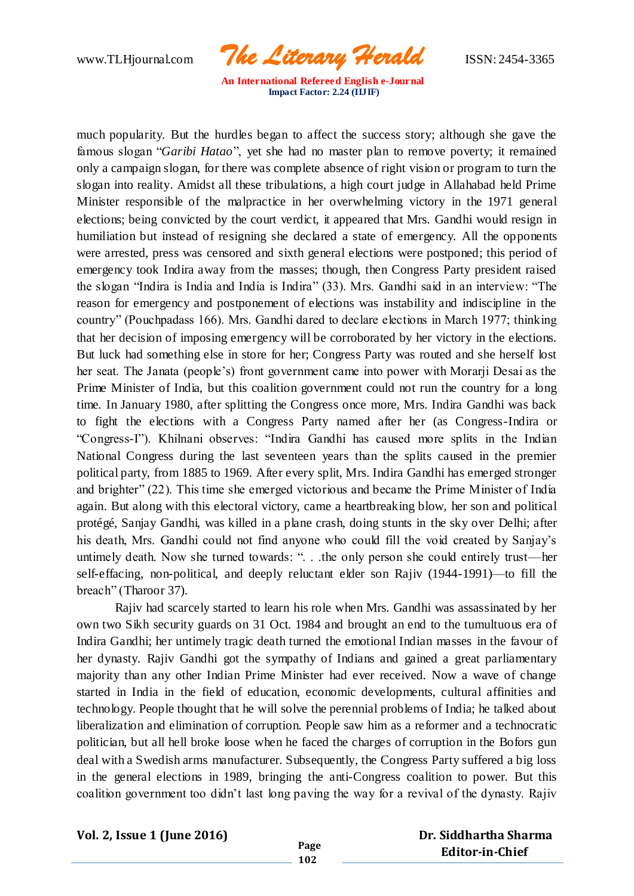much popularity. But the hurdles began to affect the success story; although she gave the famous slogan "*Garibi Hatao*", yet she had no master plan to remove poverty; it remained only a campaign slogan, for there was complete absence of right vision or program to turn the slogan into reality. Amidst all these tribulations, a high court judge in Allahabad held Prime Minister responsible of the malpractice in her overwhelming victory in the 1971 general elections; being convicted by the court verdict, it appeared that Mrs. Gandhi would resign in humiliation but instead of resigning she declared a state of emergency. All the opponents were arrested, press was censored and sixth general elections were postponed; this period of emergency took Indira away from the masses; though, then Congress Party president raised the slogan "Indira is India and India is Indira" (33). Mrs. Gandhi said in an interview: "The reason for emergency and postponement of elections was instability and indiscipline in the country" (Pouchpadass 166). Mrs. Gandhi dared to declare elections in March 1977; thinking that her decision of imposing emergency will be corroborated by her victory in the elections. But luck had something else in store for her; Congress Party was routed and she herself lost her seat. The Janata (people's) front government came into power with Morarji Desai as the Prime Minister of India, but this coalition government could not run the country for a long time. In January 1980, after splitting the Congress once more, Mrs. Indira Gandhi was back to fight the elections with a Congress Party named after her (as Congress-Indira or "Congress-I"). Khilnani observes: "Indira Gandhi has caused more splits in the Indian National Congress during the last seventeen years than the splits caused in the premier political party, from 1885 to 1969. After every split, Mrs. Indira Gandhi has emerged stronger and brighter" (22). This time she emerged victorious and became the Prime Minister of India again. But along with this electoral victory, came a heartbreaking blow, her son and political protégé, Sanjay Gandhi, was killed in a plane crash, doing stunts in the sky over Delhi; after his death, Mrs. Gandhi could not find anyone who could fill the void created by Sanjay's untimely death. Now she turned towards: ". . .the only person she could entirely trust—her self-effacing, non-political, and deeply reluctant elder son Rajiv (1944-1991)—to fill the breach" (Tharoor 37).

Rajiv had scarcely started to learn his role when Mrs. Gandhi was assassinated by her own two Sikh security guards on 31 Oct. 1984 and brought an end to the tumultuous era of Indira Gandhi; her untimely tragic death turned the emotional Indian masses in the favour of her dynasty. Rajiv Gandhi got the sympathy of Indians and gained a great parliamentary majority than any other Indian Prime Minister had ever received. Now a wave of change started in India in the field of education, economic developments, cultural affinities and technology. People thought that he will solve the perennial problems of India; he talked about liberalization and elimination of corruption. People saw him as a reformer and a technocratic politician, but all hell broke loose when he faced the charges of corruption in the Bofors gun deal with a Swedish arms manufacturer. Subsequently, the Congress Party suffered a big loss in the general elections in 1989, bringing the anti-Congress coalition to power. But this coalition government too didn't last long paving the way for a revival of the dynasty. Rajiv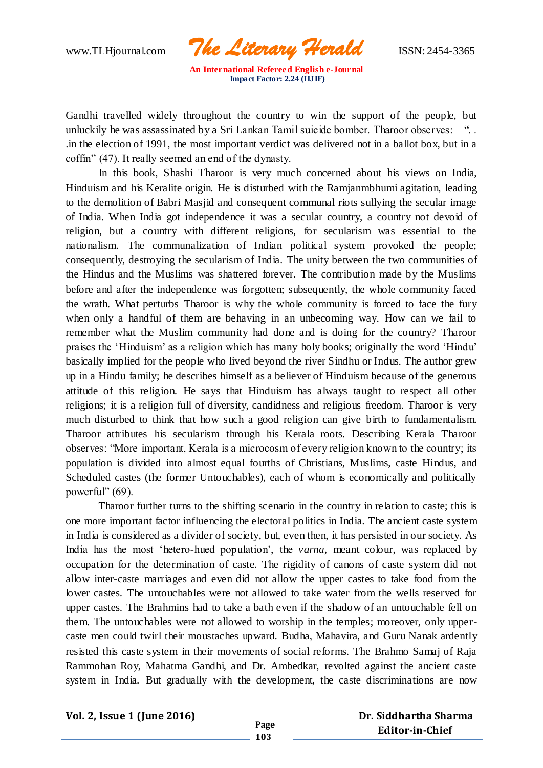Gandhi travelled widely throughout the country to win the support of the people, but unluckily he was assassinated by a Sri Lankan Tamil suicide bomber. Tharoor observes: ". . .in the election of 1991, the most important verdict was delivered not in a ballot box, but in a coffin" (47). It really seemed an end of the dynasty.

In this book, Shashi Tharoor is very much concerned about his views on India, Hinduism and his Keralite origin. He is disturbed with the Ramjanmbhumi agitation, leading to the demolition of Babri Masjid and consequent communal riots sullying the secular image of India. When India got independence it was a secular country, a country not devoid of religion, but a country with different religions, for secularism was essential to the nationalism. The communalization of Indian political system provoked the people; consequently, destroying the secularism of India. The unity between the two communities of the Hindus and the Muslims was shattered forever. The contribution made by the Muslims before and after the independence was forgotten; subsequently, the whole community faced the wrath. What perturbs Tharoor is why the whole community is forced to face the fury when only a handful of them are behaving in an unbecoming way. How can we fail to remember what the Muslim community had done and is doing for the country? Tharoor praises the 'Hinduism' as a religion which has many holy books; originally the word 'Hindu' basically implied for the people who lived beyond the river Sindhu or Indus. The author grew up in a Hindu family; he describes himself as a believer of Hinduism because of the generous attitude of this religion. He says that Hinduism has always taught to respect all other religions; it is a religion full of diversity, candidness and religious freedom. Tharoor is very much disturbed to think that how such a good religion can give birth to fundamentalism. Tharoor attributes his secularism through his Kerala roots. Describing Kerala Tharoor observes: "More important, Kerala is a microcosm of every religion known to the country; its population is divided into almost equal fourths of Christians, Muslims, caste Hindus, and Scheduled castes (the former Untouchables), each of whom is economically and politically powerful" (69).

Tharoor further turns to the shifting scenario in the country in relation to caste; this is one more important factor influencing the electoral politics in India. The ancient caste system in India is considered as a divider of society, but, even then, it has persisted in our society. As India has the most 'hetero-hued population', the *varna*, meant colour, was replaced by occupation for the determination of caste. The rigidity of canons of caste system did not allow inter-caste marriages and even did not allow the upper castes to take food from the lower castes. The untouchables were not allowed to take water from the wells reserved for upper castes. The Brahmins had to take a bath even if the shadow of an untouchable fell on them. The untouchables were not allowed to worship in the temples; moreover, only upper-caste men could twirl their moustaches upward. Budha, Mahavira, and Guru Nanak ardently resisted this caste system in their movements of social reforms. The Brahmo Samaj of Raja Rammohan Roy, Mahatma Gandhi, and Dr. Ambedkar, revolted against the ancient caste system in India. But gradually with the development, the caste discriminations are now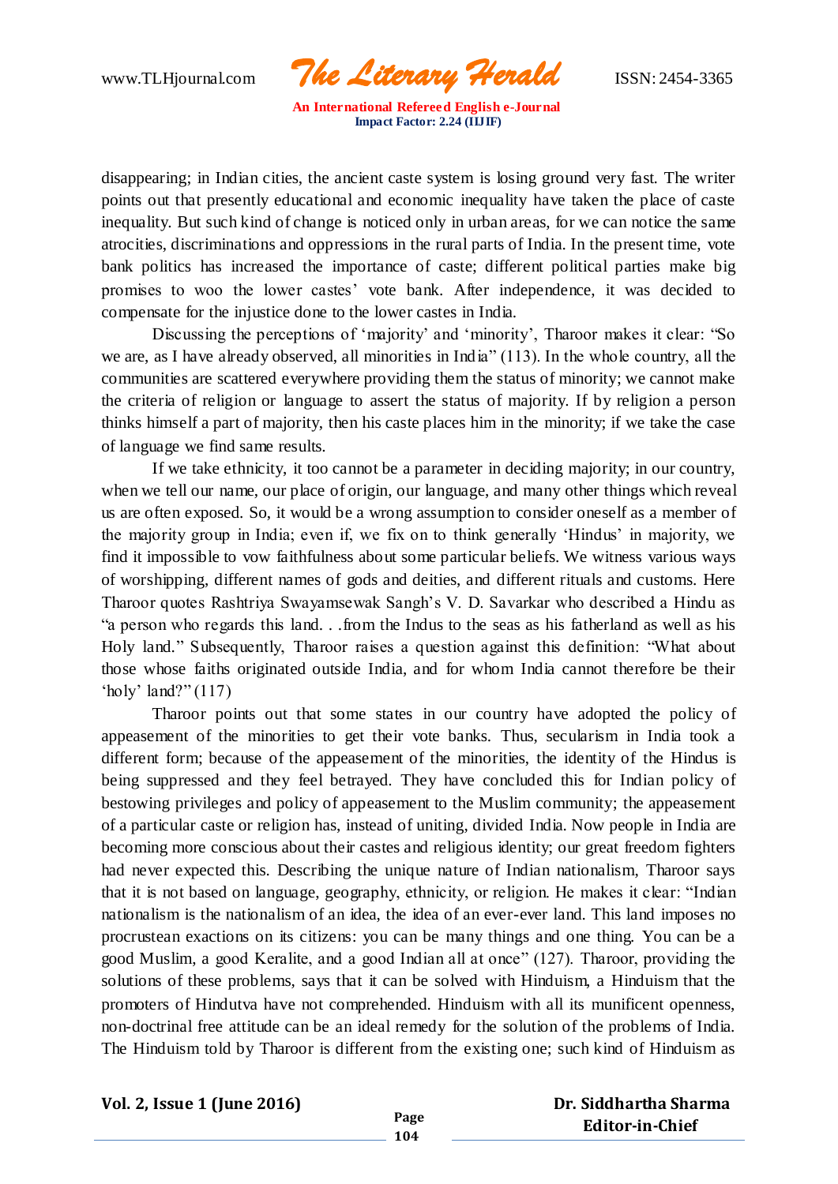disappearing; in Indian cities, the ancient caste system is losing ground very fast. The writer points out that presently educational and economic inequality have taken the place of caste inequality. But such kind of change is noticed only in urban areas, for we can notice the same atrocities, discriminations and oppressions in the rural parts of India. In the present time, vote bank politics has increased the importance of caste; different political parties make big promises to woo the lower castes' vote bank. After independence, it was decided to compensate for the injustice done to the lower castes in India.

Discussing the perceptions of 'majority' and 'minority', Tharoor makes it clear: "So we are, as I have already observed, all minorities in India" (113). In the whole country, all the communities are scattered everywhere providing them the status of minority; we cannot make the criteria of religion or language to assert the status of majority. If by religion a person thinks himself a part of majority, then his caste places him in the minority; if we take the case of language we find same results.

If we take ethnicity, it too cannot be a parameter in deciding majority; in our country, when we tell our name, our place of origin, our language, and many other things which reveal us are often exposed. So, it would be a wrong assumption to consider oneself as a member of the majority group in India; even if, we fix on to think generally 'Hindus' in majority, we find it impossible to vow faithfulness about some particular beliefs. We witness various ways of worshipping, different names of gods and deities, and different rituals and customs. Here Tharoor quotes Rashtriya Swayamsewak Sangh's V. D. Savarkar who described a Hindu as "a person who regards this land. . .from the Indus to the seas as his fatherland as well as his Holy land." Subsequently, Tharoor raises a question against this definition: "What about those whose faiths originated outside India, and for whom India cannot therefore be their 'holy' land?" (117)

Tharoor points out that some states in our country have adopted the policy of appeasement of the minorities to get their vote banks. Thus, secularism in India took a different form; because of the appeasement of the minorities, the identity of the Hindus is being suppressed and they feel betrayed. They have concluded this for Indian policy of bestowing privileges and policy of appeasement to the Muslim community; the appeasement of a particular caste or religion has, instead of uniting, divided India. Now people in India are becoming more conscious about their castes and religious identity; our great freedom fighters had never expected this. Describing the unique nature of Indian nationalism, Tharoor says that it is not based on language, geography, ethnicity, or religion. He makes it clear: "Indian nationalism is the nationalism of an idea, the idea of an ever-ever land. This land imposes no procrustean exactions on its citizens: you can be many things and one thing. You can be a good Muslim, a good Keralite, and a good Indian all at once" (127). Tharoor, providing the solutions of these problems, says that it can be solved with Hinduism, a Hinduism that the promoters of Hindutva have not comprehended. Hinduism with all its munificent openness, non-doctrinal free attitude can be an ideal remedy for the solution of the problems of India. The Hinduism told by Tharoor is different from the existing one; such kind of Hinduism as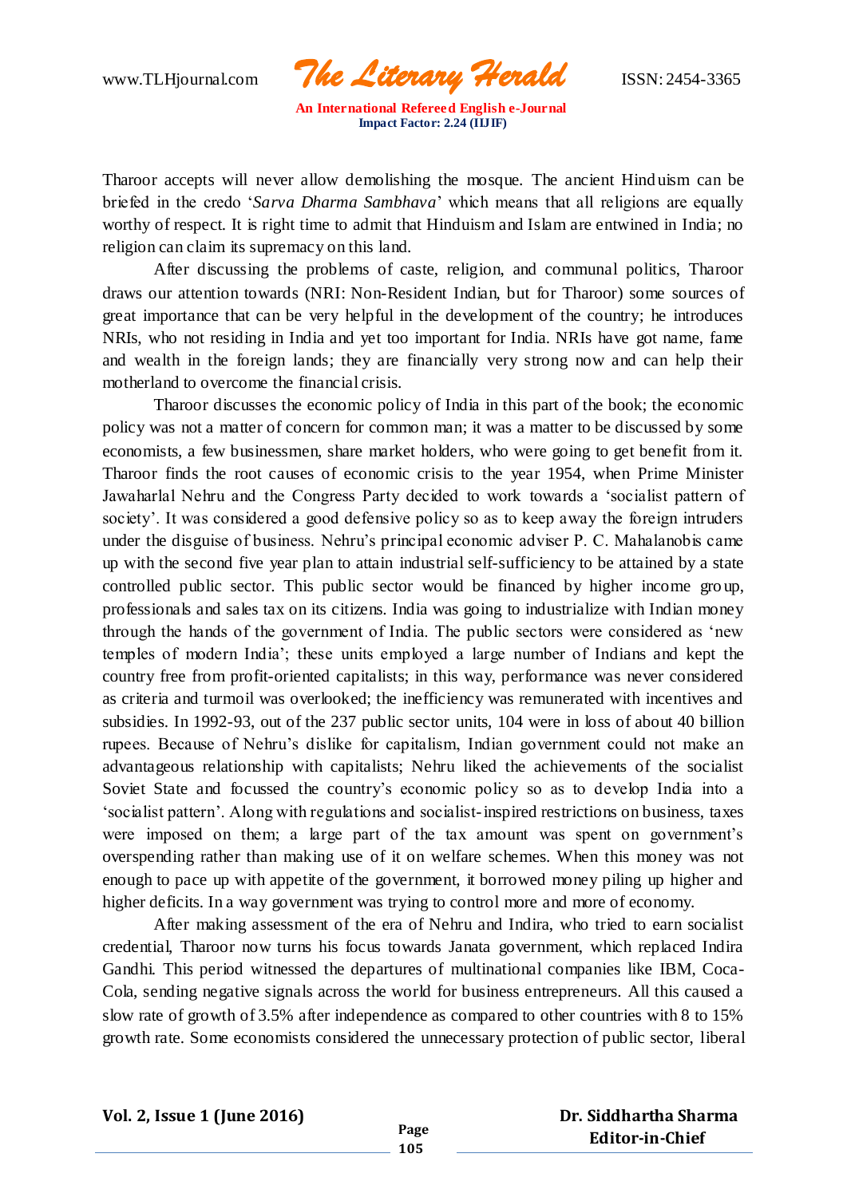Tharoor accepts will never allow demolishing the mosque. The ancient Hinduism can be briefed in the credo '*Sarva Dharma Sambhava*' which means that all religions are equally worthy of respect. It is right time to admit that Hinduism and Islam are entwined in India; no religion can claim its supremacy on this land.

After discussing the problems of caste, religion, and communal politics, Tharoor draws our attention towards (NRI: Non-Resident Indian, but for Tharoor) some sources of great importance that can be very helpful in the development of the country; he introduces NRIs, who not residing in India and yet too important for India. NRIs have got name, fame and wealth in the foreign lands; they are financially very strong now and can help their motherland to overcome the financial crisis.

Tharoor discusses the economic policy of India in this part of the book; the economic policy was not a matter of concern for common man; it was a matter to be discussed by some economists, a few businessmen, share market holders, who were going to get benefit from it. Tharoor finds the root causes of economic crisis to the year 1954, when Prime Minister Jawaharlal Nehru and the Congress Party decided to work towards a 'socialist pattern of society'. It was considered a good defensive policy so as to keep away the foreign intruders under the disguise of business. Nehru's principal economic adviser P. C. Mahalanobis came up with the second five year plan to attain industrial self-sufficiency to be attained by a state controlled public sector. This public sector would be financed by higher income group, professionals and sales tax on its citizens. India was going to industrialize with Indian money through the hands of the government of India. The public sectors were considered as 'new temples of modern India'; these units employed a large number of Indians and kept the country free from profit-oriented capitalists; in this way, performance was never considered as criteria and turmoil was overlooked; the inefficiency was remunerated with incentives and subsidies. In 1992-93, out of the 237 public sector units, 104 were in loss of about 40 billion rupees. Because of Nehru's dislike for capitalism, Indian government could not make an advantageous relationship with capitalists; Nehru liked the achievements of the socialist Soviet State and focussed the country's economic policy so as to develop India into a 'socialist pattern'. Along with regulations and socialist-inspired restrictions on business, taxes were imposed on them; a large part of the tax amount was spent on government's overspending rather than making use of it on welfare schemes. When this money was not enough to pace up with appetite of the government, it borrowed money piling up higher and higher deficits. In a way government was trying to control more and more of economy.

After making assessment of the era of Nehru and Indira, who tried to earn socialist credential, Tharoor now turns his focus towards Janata government, which replaced Indira Gandhi. This period witnessed the departures of multinational companies like IBM, Coca-Cola, sending negative signals across the world for business entrepreneurs. All this caused a slow rate of growth of 3.5% after independence as compared to other countries with 8 to 15% growth rate. Some economists considered the unnecessary protection of public sector, liberal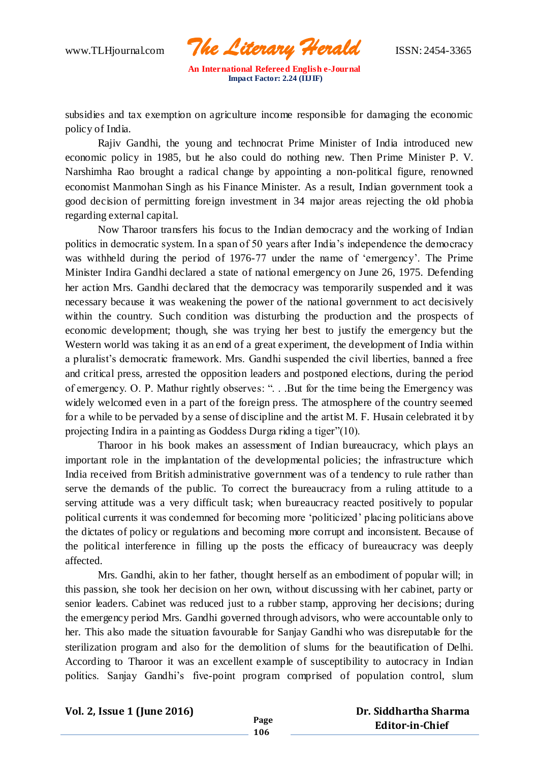subsidies and tax exemption on agriculture income responsible for damaging the economic policy of India.

Rajiv Gandhi, the young and technocrat Prime Minister of India introduced new economic policy in 1985, but he also could do nothing new. Then Prime Minister P. V. Narshimha Rao brought a radical change by appointing a non-political figure, renowned economist Manmohan Singh as his Finance Minister. As a result, Indian government took a good decision of permitting foreign investment in 34 major areas rejecting the old phobia regarding external capital.

Now Tharoor transfers his focus to the Indian democracy and the working of Indian politics in democratic system. In a span of 50 years after India's independence the democracy was withheld during the period of 1976-77 under the name of 'emergency'. The Prime Minister Indira Gandhi declared a state of national emergency on June 26, 1975. Defending her action Mrs. Gandhi declared that the democracy was temporarily suspended and it was necessary because it was weakening the power of the national government to act decisively within the country. Such condition was disturbing the production and the prospects of economic development; though, she was trying her best to justify the emergency but the Western world was taking it as an end of a great experiment, the development of India within a pluralist's democratic framework. Mrs. Gandhi suspended the civil liberties, banned a free and critical press, arrested the opposition leaders and postponed elections, during the period of emergency. O. P. Mathur rightly observes: ". . .But for the time being the Emergency was widely welcomed even in a part of the foreign press. The atmosphere of the country seemed for a while to be pervaded by a sense of discipline and the artist M. F. Husain celebrated it by projecting Indira in a painting as Goddess Durga riding a tiger"(10).

Tharoor in his book makes an assessment of Indian bureaucracy, which plays an important role in the implantation of the developmental policies; the infrastructure which India received from British administrative government was of a tendency to rule rather than serve the demands of the public. To correct the bureaucracy from a ruling attitude to a serving attitude was a very difficult task; when bureaucracy reacted positively to popular political currents it was condemned for becoming more 'politicized' placing politicians above the dictates of policy or regulations and becoming more corrupt and inconsistent. Because of the political interference in filling up the posts the efficacy of bureaucracy was deeply affected.

Mrs. Gandhi, akin to her father, thought herself as an embodiment of popular will; in this passion, she took her decision on her own, without discussing with her cabinet, party or senior leaders. Cabinet was reduced just to a rubber stamp, approving her decisions; during the emergency period Mrs. Gandhi governed through advisors, who were accountable only to her. This also made the situation favourable for Sanjay Gandhi who was disreputable for the sterilization program and also for the demolition of slums for the beautification of Delhi. According to Tharoor it was an excellent example of susceptibility to autocracy in Indian politics. Sanjay Gandhi's five-point program comprised of population control, slum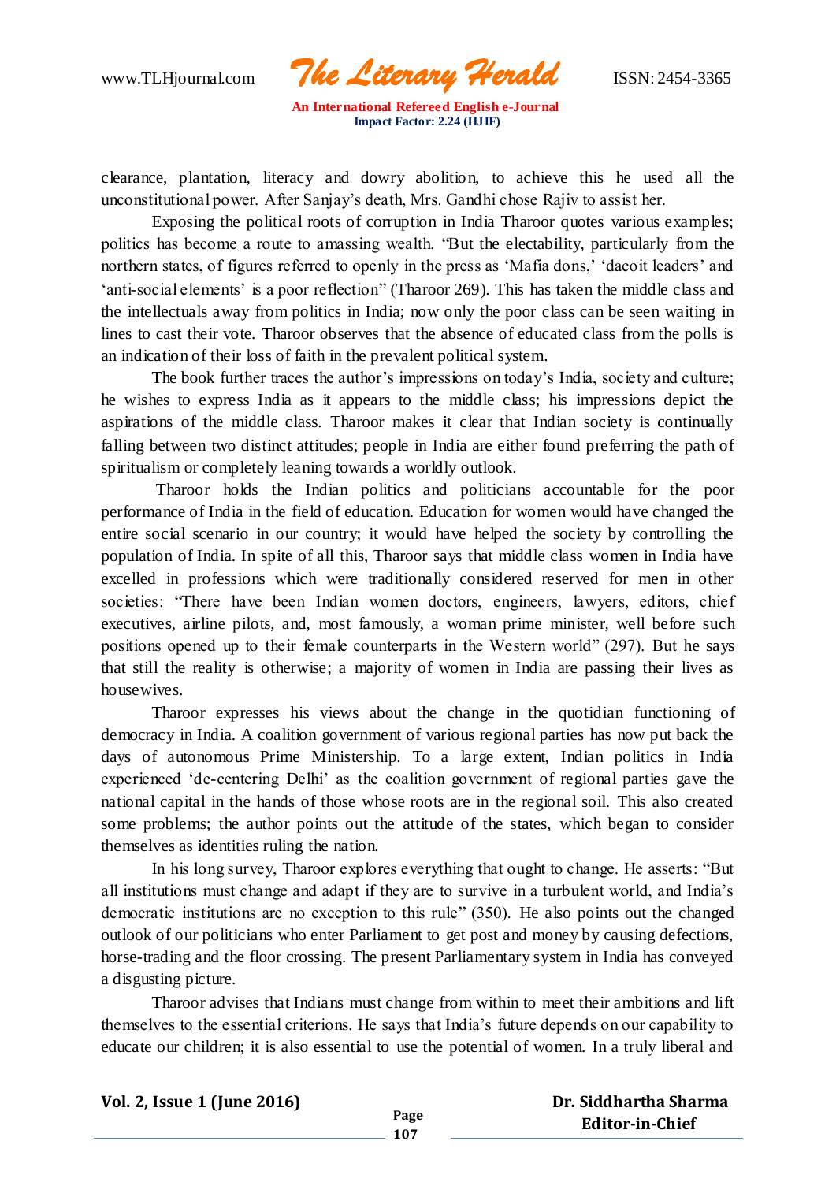clearance, plantation, literacy and dowry abolition, to achieve this he used all the unconstitutional power. After Sanjay's death, Mrs. Gandhi chose Rajiv to assist her.

Exposing the political roots of corruption in India Tharoor quotes various examples; politics has become a route to amassing wealth. "But the electability, particularly from the northern states, of figures referred to openly in the press as 'Mafia dons,' 'dacoit leaders' and 'anti-social elements' is a poor reflection" (Tharoor 269). This has taken the middle class and the intellectuals away from politics in India; now only the poor class can be seen waiting in lines to cast their vote. Tharoor observes that the absence of educated class from the polls is an indication of their loss of faith in the prevalent political system.

The book further traces the author's impressions on today's India, society and culture; he wishes to express India as it appears to the middle class; his impressions depict the aspirations of the middle class. Tharoor makes it clear that Indian society is continually falling between two distinct attitudes; people in India are either found preferring the path of spiritualism or completely leaning towards a worldly outlook.

Tharoor holds the Indian politics and politicians accountable for the poor performance of India in the field of education. Education for women would have changed the entire social scenario in our country; it would have helped the society by controlling the population of India. In spite of all this, Tharoor says that middle class women in India have excelled in professions which were traditionally considered reserved for men in other societies: "There have been Indian women doctors, engineers, lawyers, editors, chief executives, airline pilots, and, most famously, a woman prime minister, well before such positions opened up to their female counterparts in the Western world" (297). But he says that still the reality is otherwise; a majority of women in India are passing their lives as housewives.

Tharoor expresses his views about the change in the quotidian functioning of democracy in India. A coalition government of various regional parties has now put back the days of autonomous Prime Ministership. To a large extent, Indian politics in India experienced 'de-centering Delhi' as the coalition government of regional parties gave the national capital in the hands of those whose roots are in the regional soil. This also created some problems; the author points out the attitude of the states, which began to consider themselves as identities ruling the nation.

In his long survey, Tharoor explores everything that ought to change. He asserts: "But all institutions must change and adapt if they are to survive in a turbulent world, and India's democratic institutions are no exception to this rule" (350). He also points out the changed outlook of our politicians who enter Parliament to get post and money by causing defections, horse-trading and the floor crossing. The present Parliamentary system in India has conveyed a disgusting picture.

Tharoor advises that Indians must change from within to meet their ambitions and lift themselves to the essential criterions. He says that India's future depends on our capability to educate our children; it is also essential to use the potential of women. In a truly liberal and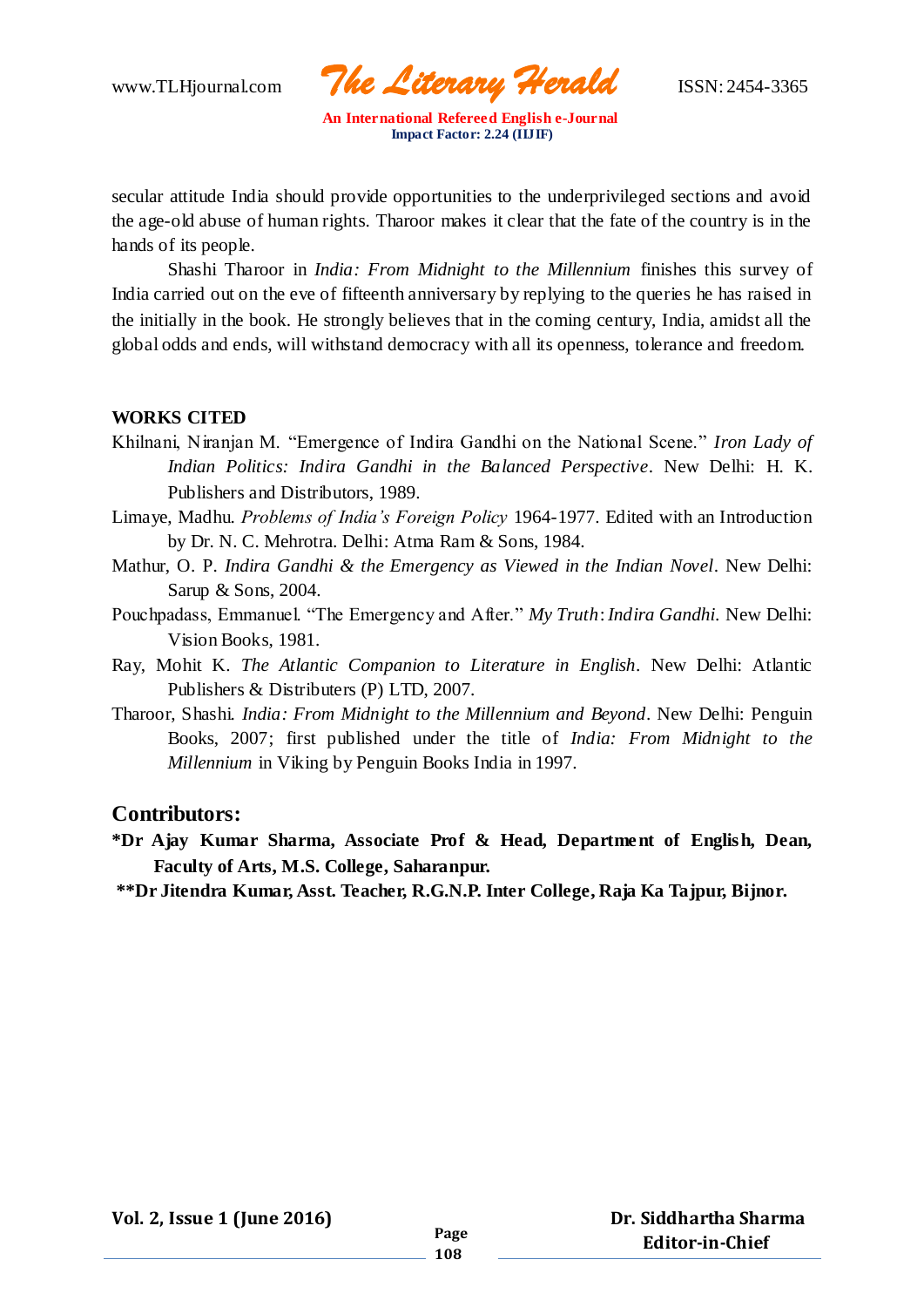secular attitude India should provide opportunities to the underprivileged sections and avoid the age-old abuse of human rights. Tharoor makes it clear that the fate of the country is in the hands of its people.

Shashi Tharoor in *India: From Midnight to the Millennium* finishes this survey of India carried out on the eve of fifteenth anniversary by replying to the queries he has raised in the initially in the book. He strongly believes that in the coming century, India, amidst all the global odds and ends, will withstand democracy with all its openness, tolerance and freedom.

**WORKS CITED**

Khilnani, Niranjan M. "Emergence of Indira Gandhi on the National Scene." *Iron Lady of Indian Politics: Indira Gandhi in the Balanced Perspective*. New Delhi: H. K. Publishers and Distributors, 1989.

Limaye, Madhu. *Problems of India's Foreign Policy* 1964-1977. Edited with an Introduction by Dr. N. C. Mehrotra. Delhi: Atma Ram & Sons, 1984.

Mathur, O. P. *Indira Gandhi & the Emergency as Viewed in the Indian Novel*. New Delhi: Sarup & Sons, 2004.

Pouchpadass, Emmanuel. "The Emergency and After." *My Truth*: *Indira Gandhi*. New Delhi: Vision Books, 1981.

Ray, Mohit K. *The Atlantic Companion to Literature in English*. New Delhi: Atlantic Publishers & Distributers (P) LTD, 2007.

Tharoor, Shashi. *India: From Midnight to the Millennium and Beyond*. New Delhi: Penguin Books, 2007; first published under the title of *India: From Midnight to the Millennium* in Viking by Penguin Books India in 1997.

## Contributors:

**\*Dr Ajay Kumar Sharma, Associate Prof & Head, Department of English, Dean, Faculty of Arts, M.S. College, Saharanpur.**

**\*\*Dr Jitendra Kumar, Asst. Teacher, R.G.N.P. Inter College, Raja Ka Tajpur, Bijnor.**